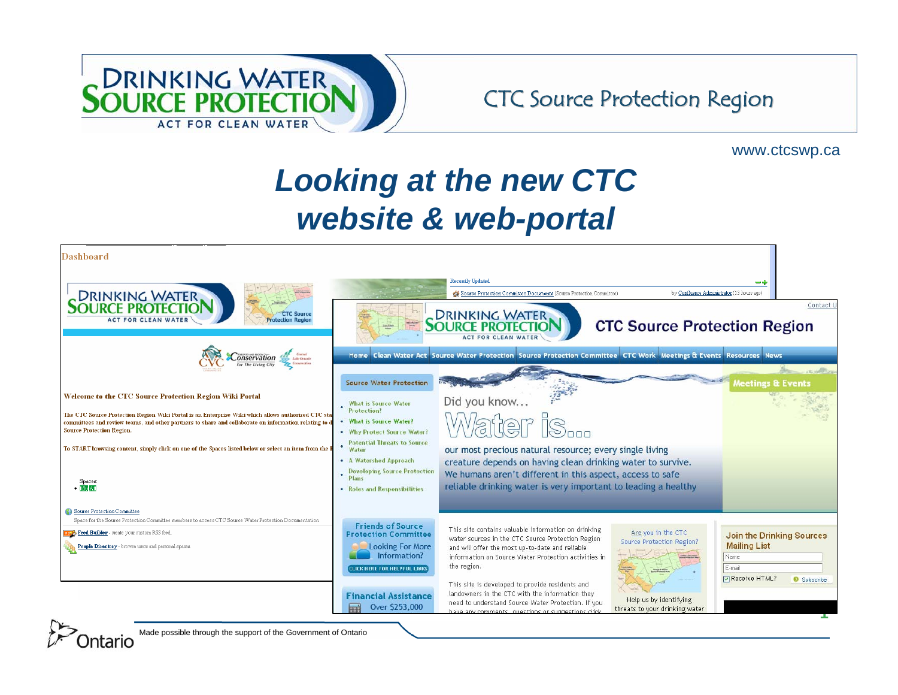# Drinking Water Source Protection

ACT FOR CLEAN WATER

CTC Source Protection Region

www.ctcswp.ca

## *Looking at the new CTC website & web-portal*

Dashboard

Welcome to the CTC Source Protection Region Wiki Portal

The CTC Source Protection Region Wiki Portal is an Enterprise Wiki which allows authorized CTC sta... committees and review teams, and other partners to share and collaborate on information relating to ... Source Protection Region.

To START browsing content, simply click on one of the Spaces listed below or select an item from the ...

Spaces:

- My All

Source Protection Committee

Space for the Source Protection Committee members to access CTC Source Water Protection Documentation

Feed Builder - create your custom RSS feed.

People Directory - browse users and personal spaces.

Recently Updated

Source Protection Committee Documents (Source Protection Committee) by Confluence Administrator (13 hours ago)

Contact U...

CTC Source Protection Region

Home | Clean Water Act | Source Water Protection | Source Protection Committee | CTC Work | Meetings & Events | Resources | News

Source Water Protection

- What is Source Water Protection?
- What is Source Water?
- Why Protect Source Water?
- Potential Threats to Source Water
- A Watershed Approach
- Developing Source Protection Plans
- Roles and Responsibilities

Did you know…

Water is...

our most precious natural resource; every single living creature depends on having clean drinking water to survive. We humans aren't different in this aspect, access to safe reliable drinking water is very important to leading a healthy

Meetings & Events

Friends of Source Protection Committee

Looking For More Information?

CLICK HERE FOR HELPFUL LINKS

Financial Assistance

Over $253,000

This site contains valuable information on drinking water sources in the CTC Source Protection Region and will offer the most up-to-date and reliable information on Source Water Protection activities in the region.

This site is developed to provide residents and landowners in the CTC with the information they need to understand Source Water Protection. If you have any comments, questions or suggestions click

Are you in the CTC Source Protection Region?

Help us by identifying threats to your drinking water

Join the Drinking Sources Mailing List

Name

E-mail

Receive HTML?

Subscribe

Made possible through the support of the Government of Ontario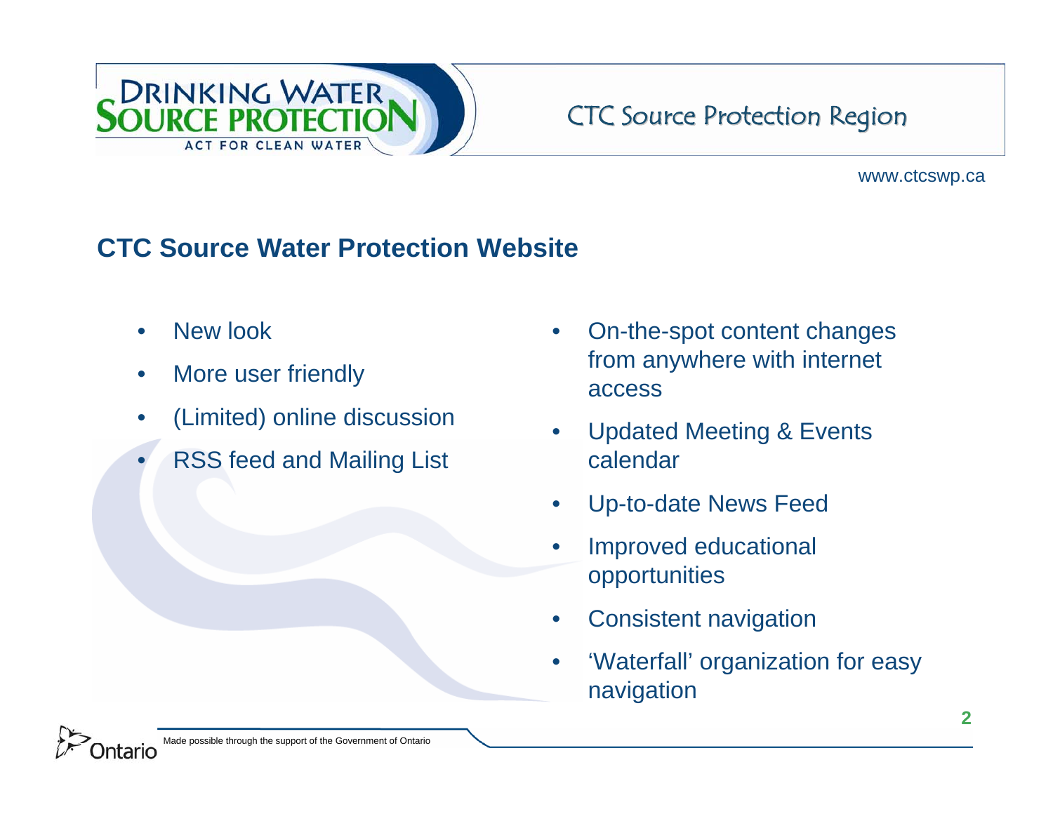## CTC Source Water Protection Website

- New look
- More user friendly
- (Limited) online discussion
- RSS feed and Mailing List
- On-the-spot content changes from anywhere with internet access
- Updated Meeting & Events calendar
- Up-to-date News Feed
- Improved educational opportunities
- Consistent navigation
- 'Waterfall' organization for easy navigation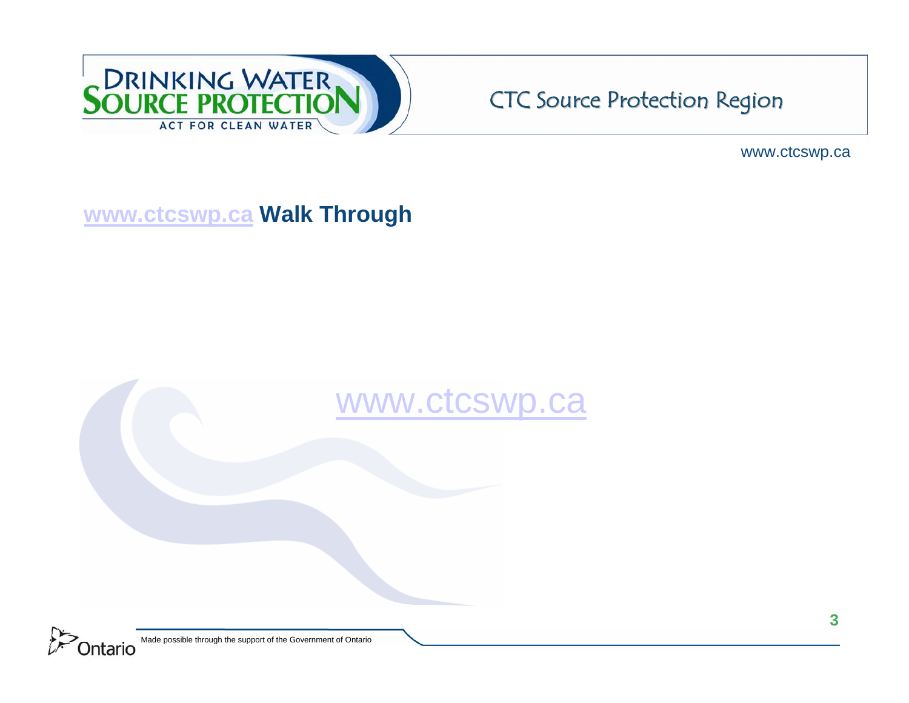## www.ctcswp.ca Walk Through

www.ctcswp.ca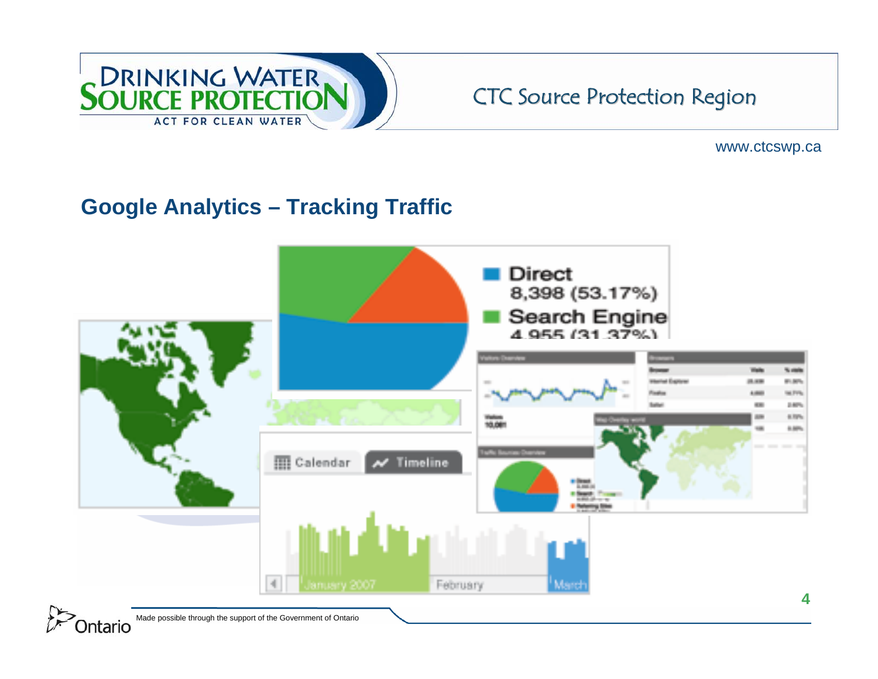## Google Analytics – Tracking Traffic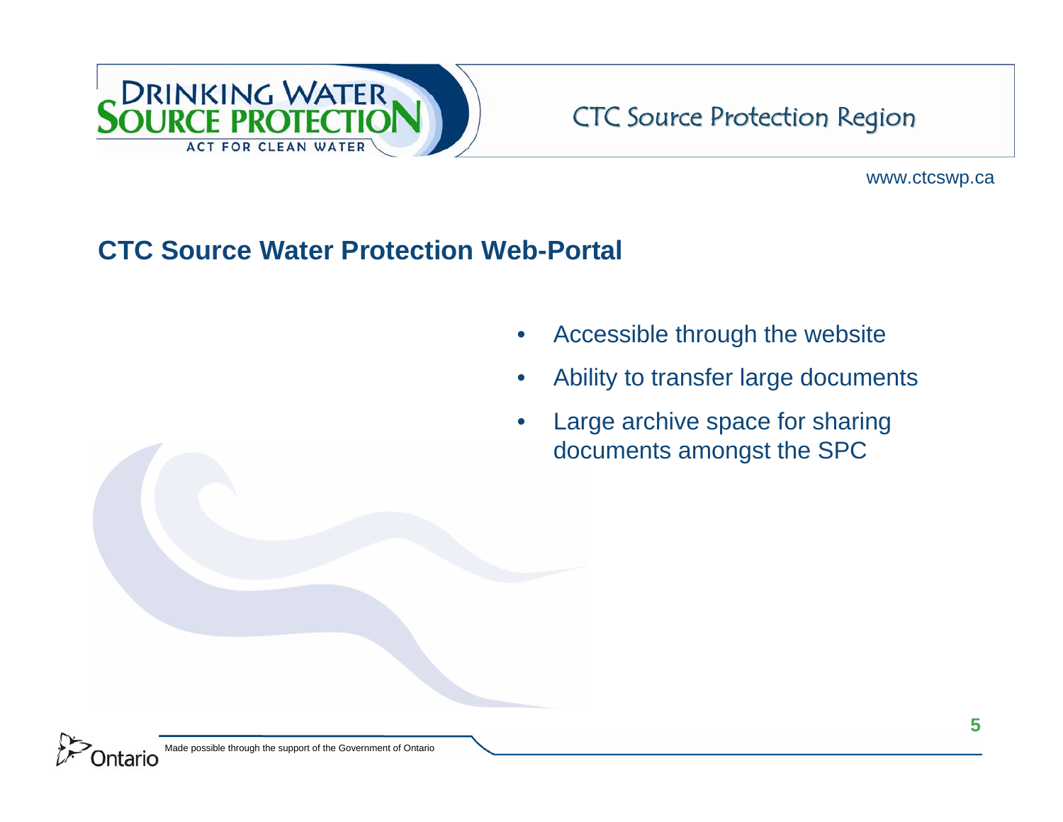## CTC Source Water Protection Web-Portal

- Accessible through the website
- Ability to transfer large documents
- Large archive space for sharing documents amongst the SPC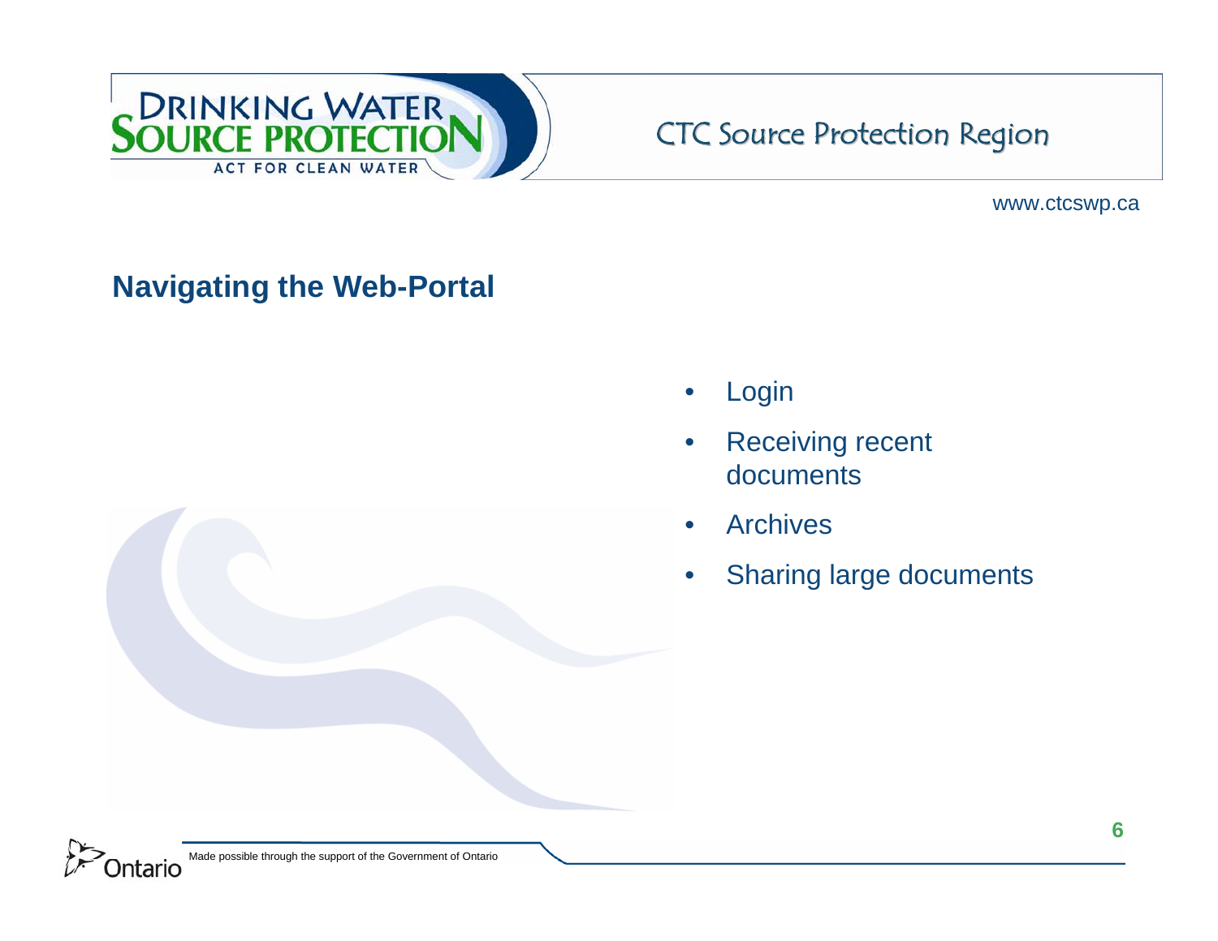## Navigating the Web-Portal

- Login
- Receiving recent documents
- Archives
- Sharing large documents